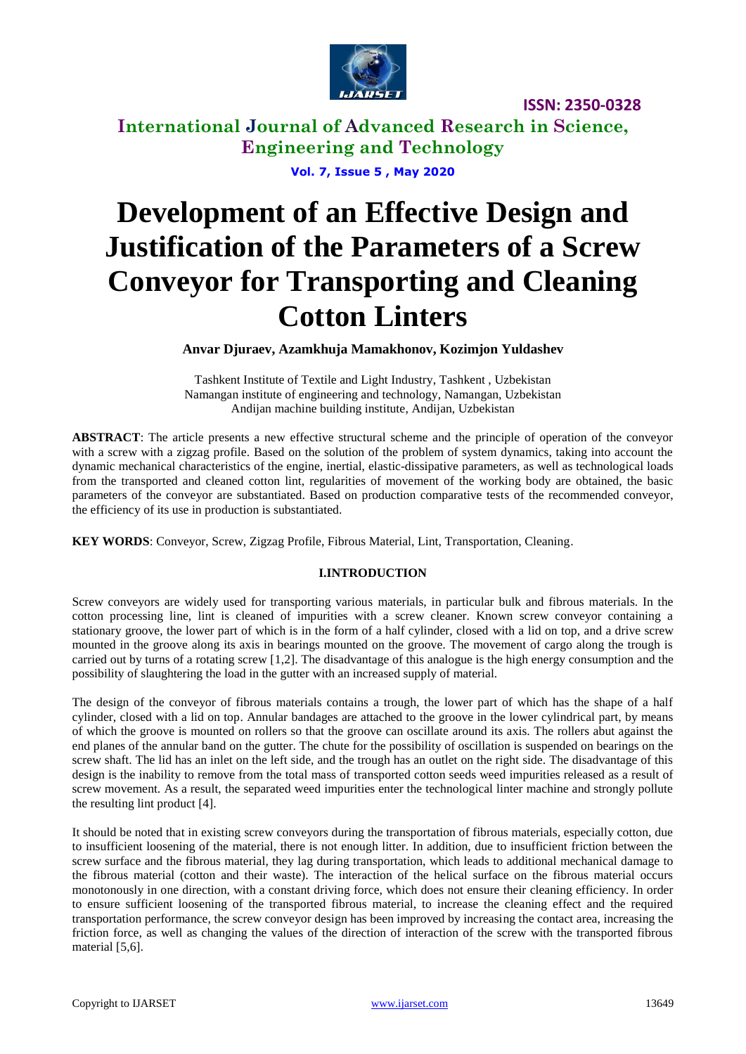# Development of an Effective Design and Justification of the Parameters of a Screw Conveyor for Transporting and Cleaning Cotton Linters

**Anvar Djuraev, Azamkhuja Mamakhonov, Kozimjon Yuldashev**

Tashkent Institute of Textile and Light Industry, Tashkent , Uzbekistan
Namangan institute of engineering and technology, Namangan, Uzbekistan
Andijan machine building institute, Andijan, Uzbekistan

**ABSTRACT**: The article presents a new effective structural scheme and the principle of operation of the conveyor with a screw with a zigzag profile. Based on the solution of the problem of system dynamics, taking into account the dynamic mechanical characteristics of the engine, inertial, elastic-dissipative parameters, as well as technological loads from the transported and cleaned cotton lint, regularities of movement of the working body are obtained, the basic parameters of the conveyor are substantiated. Based on production comparative tests of the recommended conveyor, the efficiency of its use in production is substantiated.

**KEY WORDS**: Conveyor, Screw, Zigzag Profile, Fibrous Material, Lint, Transportation, Cleaning.

## I.INTRODUCTION

Screw conveyors are widely used for transporting various materials, in particular bulk and fibrous materials. In the cotton processing line, lint is cleaned of impurities with a screw cleaner. Known screw conveyor containing a stationary groove, the lower part of which is in the form of a half cylinder, closed with a lid on top, and a drive screw mounted in the groove along its axis in bearings mounted on the groove. The movement of cargo along the trough is carried out by turns of a rotating screw [1,2]. The disadvantage of this analogue is the high energy consumption and the possibility of slaughtering the load in the gutter with an increased supply of material.

The design of the conveyor of fibrous materials contains a trough, the lower part of which has the shape of a half cylinder, closed with a lid on top. Annular bandages are attached to the groove in the lower cylindrical part, by means of which the groove is mounted on rollers so that the groove can oscillate around its axis. The rollers abut against the end planes of the annular band on the gutter. The chute for the possibility of oscillation is suspended on bearings on the screw shaft. The lid has an inlet on the left side, and the trough has an outlet on the right side. The disadvantage of this design is the inability to remove from the total mass of transported cotton seeds weed impurities released as a result of screw movement. As a result, the separated weed impurities enter the technological linter machine and strongly pollute the resulting lint product [4].

It should be noted that in existing screw conveyors during the transportation of fibrous materials, especially cotton, due to insufficient loosening of the material, there is not enough litter. In addition, due to insufficient friction between the screw surface and the fibrous material, they lag during transportation, which leads to additional mechanical damage to the fibrous material (cotton and their waste). The interaction of the helical surface on the fibrous material occurs monotonously in one direction, with a constant driving force, which does not ensure their cleaning efficiency. In order to ensure sufficient loosening of the transported fibrous material, to increase the cleaning effect and the required transportation performance, the screw conveyor design has been improved by increasing the contact area, increasing the friction force, as well as changing the values of the direction of interaction of the screw with the transported fibrous material [5,6].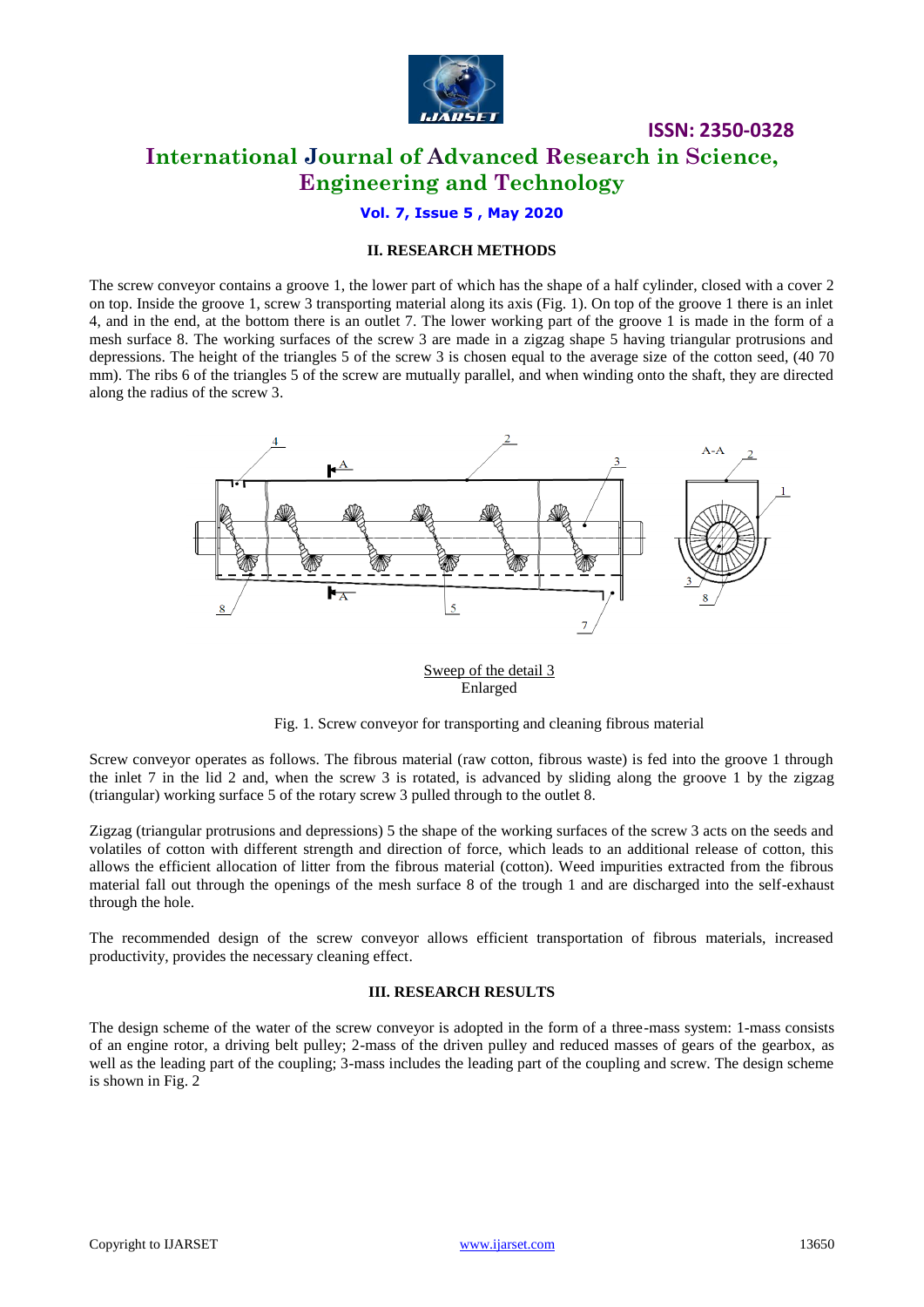## II. RESEARCH METHODS

The screw conveyor contains a groove 1, the lower part of which has the shape of a half cylinder, closed with a cover 2 on top. Inside the groove 1, screw 3 transporting material along its axis (Fig. 1). On top of the groove 1 there is an inlet 4, and in the end, at the bottom there is an outlet 7. The lower working part of the groove 1 is made in the form of a mesh surface 8. The working surfaces of the screw 3 are made in a zigzag shape 5 having triangular protrusions and depressions. The height of the triangles 5 of the screw 3 is chosen equal to the average size of the cotton seed, (40 70 mm). The ribs 6 of the triangles 5 of the screw are mutually parallel, and when winding onto the shaft, they are directed along the radius of the screw 3.

Sweep of the detail 3
Enlarged

Fig. 1. Screw conveyor for transporting and cleaning fibrous material

Screw conveyor operates as follows. The fibrous material (raw cotton, fibrous waste) is fed into the groove 1 through the inlet 7 in the lid 2 and, when the screw 3 is rotated, is advanced by sliding along the groove 1 by the zigzag (triangular) working surface 5 of the rotary screw 3 pulled through to the outlet 8.

Zigzag (triangular protrusions and depressions) 5 the shape of the working surfaces of the screw 3 acts on the seeds and volatiles of cotton with different strength and direction of force, which leads to an additional release of cotton, this allows the efficient allocation of litter from the fibrous material (cotton). Weed impurities extracted from the fibrous material fall out through the openings of the mesh surface 8 of the trough 1 and are discharged into the self-exhaust through the hole.

The recommended design of the screw conveyor allows efficient transportation of fibrous materials, increased productivity, provides the necessary cleaning effect.

## III. RESEARCH RESULTS

The design scheme of the water of the screw conveyor is adopted in the form of a three-mass system: 1-mass consists of an engine rotor, a driving belt pulley; 2-mass of the driven pulley and reduced masses of gears of the gearbox, as well as the leading part of the coupling; 3-mass includes the leading part of the coupling and screw. The design scheme is shown in Fig. 2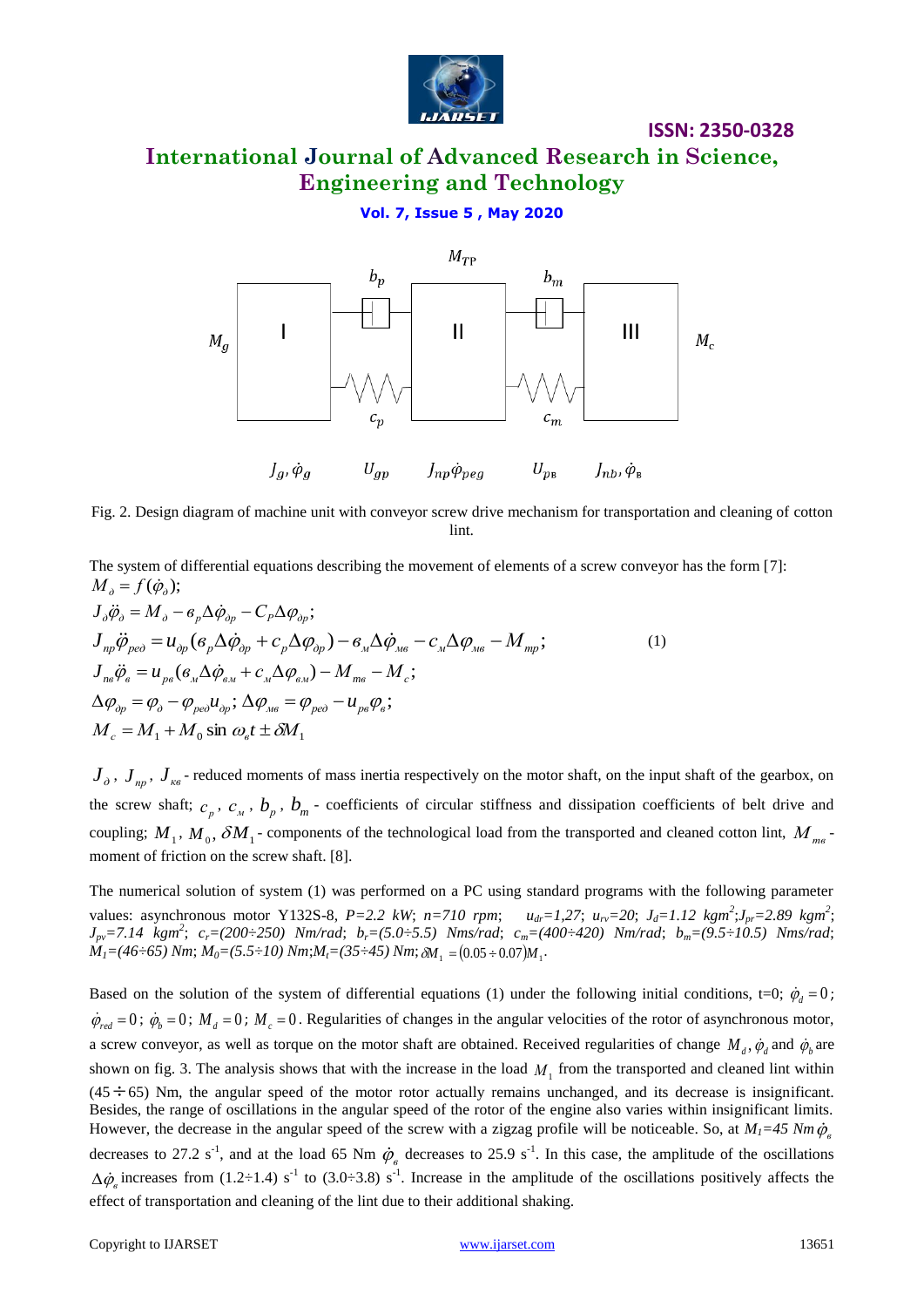Fig. 2. Design diagram of machine unit with conveyor screw drive mechanism for transportation and cleaning of cotton lint.

The system of differential equations describing the movement of elements of a screw conveyor has the form [7]:

$$
\begin{aligned}
&M_{\partial} = f(\dot{\varphi}_{\partial});\\
&J_{\partial}\ddot{\varphi}_{\partial} = M_{\partial} - в_p \Delta\dot{\varphi}_{\partial p} - C_P \Delta\varphi_{\partial p};\\
&J_{np}\ddot{\varphi}_{pe\partial} = u_{\partial p}(в_p \Delta\dot{\varphi}_{\partial p} + c_p \Delta\varphi_{\partial p}) - в_м \Delta\dot{\varphi}_{мв} - c_м \Delta\varphi_{мв} - M_{mp};\\
&J_{пв}\ddot{\varphi}_в = u_{pв}(в_м \Delta\dot{\varphi}_{вм} + c_м \Delta\varphi_{вм}) - M_{mв} - M_c;\\
&\Delta\varphi_{\partial p} = \varphi_{\partial} - \varphi_{pe\partial} u_{\partial p};\ \Delta\varphi_{мв} = \varphi_{pe\partial} - u_{pв}\varphi_в;\\
&M_c = M_1 + M_0 \sin \omega_в t \pm \delta M_1
\end{aligned}
\qquad (1)
$$

$J_{\partial}$, $J_{np}$, $J_{кв}$ - reduced moments of mass inertia respectively on the motor shaft, on the input shaft of the gearbox, on the screw shaft; $c_p$, $c_м$, $b_p$, $b_m$ - coefficients of circular stiffness and dissipation coefficients of belt drive and coupling; $M_1$, $M_0$, $\delta M_1$ - components of the technological load from the transported and cleaned cotton lint, $M_{mв}$ - moment of friction on the screw shaft. [8].

The numerical solution of system (1) was performed on a PC using standard programs with the following parameter values: asynchronous motor Y132S-8, *P=2.2 kW*; *n=710 rpm*; $u_{dr}=1{,}27$; $u_{rv}=20$; $J_d=1.12$ $kgm^2$; $J_{pr}=2.89$ $kgm^2$; $J_{pv}=7.14$ $kgm^2$; $c_r=(200\div250)$ *Nm/rad*; $b_r=(5.0\div5.5)$ *Nms/rad*; $c_m=(400\div420)$ *Nm/rad*; $b_m=(9.5\div10.5)$ *Nms/rad*; $M_1=(46\div65)$ *Nm*; $M_0=(5.5\div10)$ *Nm*; $M_t=(35\div45)$ *Nm*; $\delta M_1 = (0.05\div0.07)M_1$.

Based on the solution of the system of differential equations (1) under the following initial conditions, t=0; $\dot{\varphi}_d = 0$; $\dot{\varphi}_{red} = 0$; $\dot{\varphi}_b = 0$; $M_d = 0$; $M_c = 0$. Regularities of changes in the angular velocities of the rotor of asynchronous motor, a screw conveyor, as well as torque on the motor shaft are obtained. Received regularities of change $M_d$, $\dot{\varphi}_d$ and $\dot{\varphi}_b$ are shown on fig. 3. The analysis shows that with the increase in the load $M_1$ from the transported and cleaned lint within $(45\div65)$ Nm, the angular speed of the motor rotor actually remains unchanged, and its decrease is insignificant. Besides, the range of oscillations in the angular speed of the rotor of the engine also varies within insignificant limits. However, the decrease in the angular speed of the screw with a zigzag profile will be noticeable. So, at $M_1=45$ *Nm* $\dot{\varphi}_в$ decreases to 27.2 $s^{-1}$, and at the load 65 Nm $\dot{\varphi}_в$ decreases to 25.9 $s^{-1}$. In this case, the amplitude of the oscillations $\Delta\dot{\varphi}_в$ increases from $(1.2\div1.4)$ $s^{-1}$ to $(3.0\div3.8)$ $s^{-1}$. Increase in the amplitude of the oscillations positively affects the effect of transportation and cleaning of the lint due to their additional shaking.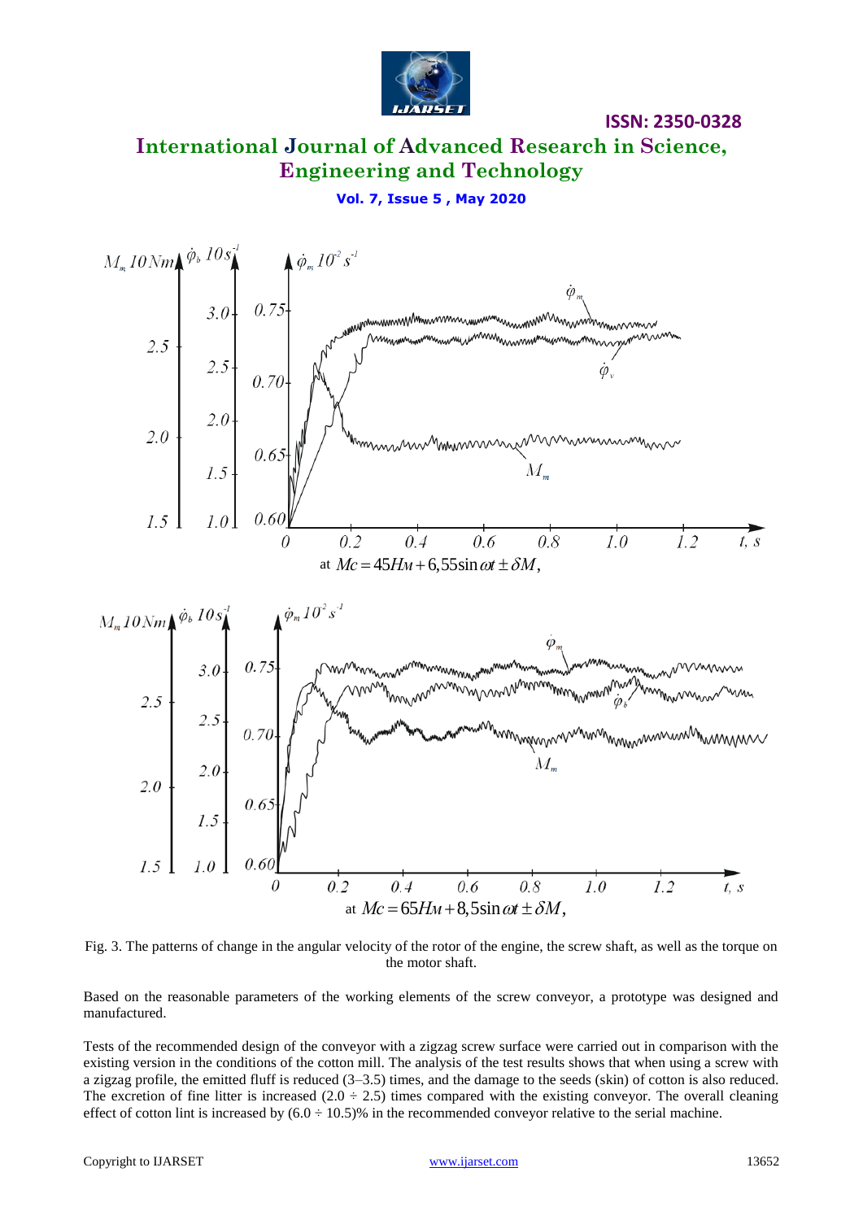at $Mc = 45Hм + 6{,}55\sin\omega t \pm \delta M$,

at $Mc = 65Hм + 8{,}5\sin\omega t \pm \delta M$,

Fig. 3. The patterns of change in the angular velocity of the rotor of the engine, the screw shaft, as well as the torque on the motor shaft.

Based on the reasonable parameters of the working elements of the screw conveyor, a prototype was designed and manufactured.

Tests of the recommended design of the conveyor with a zigzag screw surface were carried out in comparison with the existing version in the conditions of the cotton mill. The analysis of the test results shows that when using a screw with a zigzag profile, the emitted fluff is reduced (3–3.5) times, and the damage to the seeds (skin) of cotton is also reduced. The excretion of fine litter is increased $(2.0 \div 2.5)$ times compared with the existing conveyor. The overall cleaning effect of cotton lint is increased by $(6.0 \div 10.5)$% in the recommended conveyor relative to the serial machine.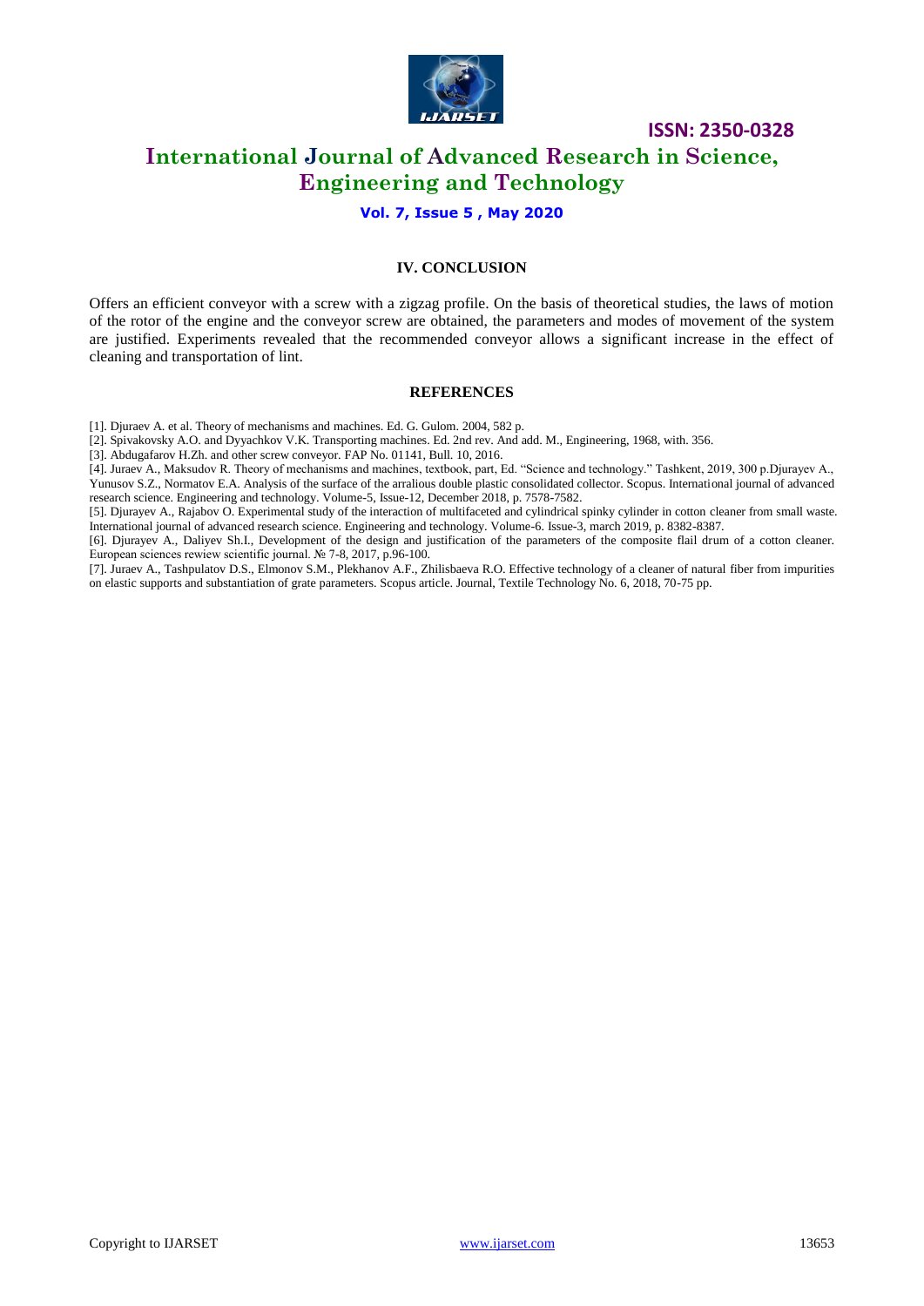## IV. CONCLUSION

Offers an efficient conveyor with a screw with a zigzag profile. On the basis of theoretical studies, the laws of motion of the rotor of the engine and the conveyor screw are obtained, the parameters and modes of movement of the system are justified. Experiments revealed that the recommended conveyor allows a significant increase in the effect of cleaning and transportation of lint.

## REFERENCES

[1]. Djuraev A. et al. Theory of mechanisms and machines. Ed. G. Gulom. 2004, 582 p.

[2]. Spivakovsky A.O. and Dyyachkov V.K. Transporting machines. Ed. 2nd rev. And add. M., Engineering, 1968, with. 356.

[3]. Abdugafarov H.Zh. and other screw conveyor. FAP No. 01141, Bull. 10, 2016.

[4]. Juraev A., Maksudov R. Theory of mechanisms and machines, textbook, part, Ed. "Science and technology." Tashkent, 2019, 300 p.Djurayev A., Yunusov S.Z., Normatov E.A. Analysis of the surface of the arralious double plastic consolidated collector. Scopus. International journal of advanced research science. Engineering and technology. Volume-5, Issue-12, December 2018, p. 7578-7582.

[5]. Djurayev A., Rajabov O. Experimental study of the interaction of multifaceted and cylindrical spinky cylinder in cotton cleaner from small waste. International journal of advanced research science. Engineering and technology. Volume-6. Issue-3, march 2019, p. 8382-8387.

[6]. Djurayev A., Daliyev Sh.I., Development of the design and justification of the parameters of the composite flail drum of a cotton cleaner. European sciences rewiew scientific journal. № 7-8, 2017, p.96-100.

[7]. Juraev A., Tashpulatov D.S., Elmonov S.M., Plekhanov A.F., Zhilisbaeva R.O. Effective technology of a cleaner of natural fiber from impurities on elastic supports and substantiation of grate parameters. Scopus article. Journal, Textile Technology No. 6, 2018, 70-75 pp.